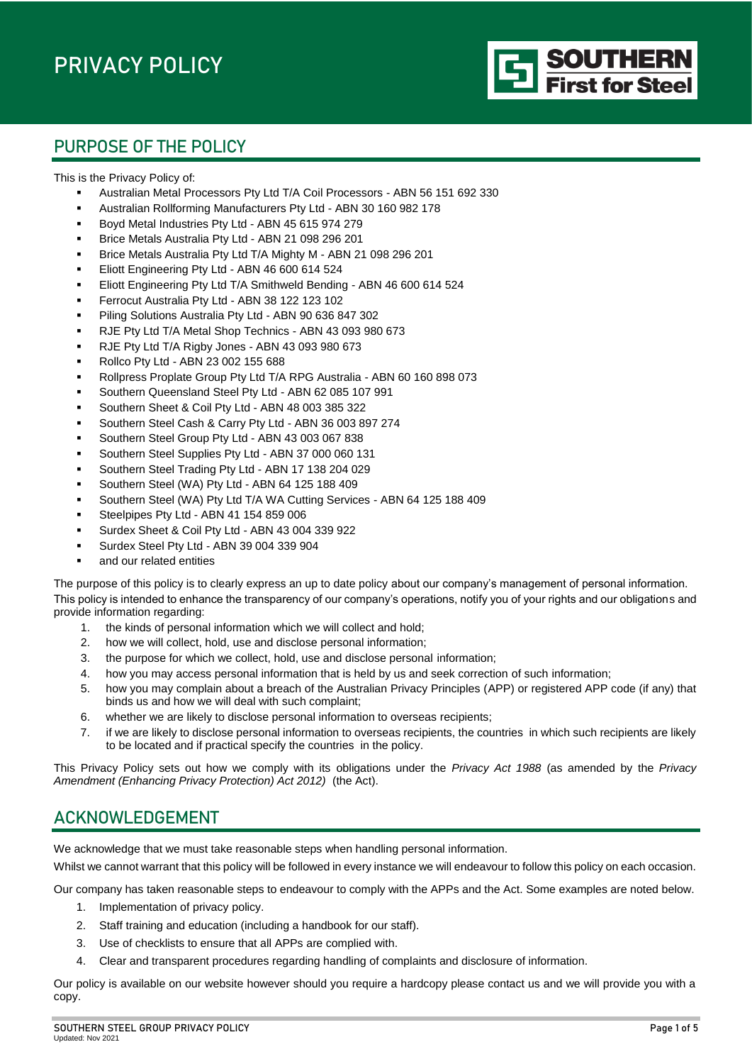# PRIVACY POLICY

SOUTHERN First for Steel

## PURPOSE OF THE POLICY

This is the Privacy Policy of:

- Australian Metal Processors Pty Ltd T/A Coil Processors - ABN 56 151 692 330
- Australian Rollforming Manufacturers Pty Ltd - ABN 30 160 982 178
- Boyd Metal Industries Pty Ltd - ABN 45 615 974 279
- Brice Metals Australia Pty Ltd - ABN 21 098 296 201
- Brice Metals Australia Pty Ltd T/A Mighty M - ABN 21 098 296 201
- Eliott Engineering Pty Ltd - ABN 46 600 614 524
- Eliott Engineering Pty Ltd T/A Smithweld Bending - ABN 46 600 614 524
- Ferrocut Australia Pty Ltd - ABN 38 122 123 102
- Piling Solutions Australia Pty Ltd - ABN 90 636 847 302
- RJE Pty Ltd T/A Metal Shop Technics - ABN 43 093 980 673
- RJE Pty Ltd T/A Rigby Jones - ABN 43 093 980 673
- Rollco Pty Ltd - ABN 23 002 155 688
- Rollpress Proplate Group Pty Ltd T/A RPG Australia - ABN 60 160 898 073
- Southern Queensland Steel Pty Ltd - ABN 62 085 107 991
- Southern Sheet & Coil Pty Ltd - ABN 48 003 385 322
- Southern Steel Cash & Carry Pty Ltd - ABN 36 003 897 274
- Southern Steel Group Pty Ltd - ABN 43 003 067 838
- Southern Steel Supplies Pty Ltd - ABN 37 000 060 131
- Southern Steel Trading Pty Ltd - ABN 17 138 204 029
- Southern Steel (WA) Pty Ltd - ABN 64 125 188 409
- Southern Steel (WA) Pty Ltd T/A WA Cutting Services - ABN 64 125 188 409
- Steelpipes Pty Ltd - ABN 41 154 859 006
- Surdex Sheet & Coil Pty Ltd - ABN 43 004 339 922
- Surdex Steel Pty Ltd - ABN 39 004 339 904
- and our related entities

The purpose of this policy is to clearly express an up to date policy about our company's management of personal information.

This policy is intended to enhance the transparency of our company's operations, notify you of your rights and our obligations and provide information regarding:

1. the kinds of personal information which we will collect and hold;
2. how we will collect, hold, use and disclose personal information;
3. the purpose for which we collect, hold, use and disclose personal information;
4. how you may access personal information that is held by us and seek correction of such information;
5. how you may complain about a breach of the Australian Privacy Principles (APP) or registered APP code (if any) that binds us and how we will deal with such complaint;
6. whether we are likely to disclose personal information to overseas recipients;
7. if we are likely to disclose personal information to overseas recipients, the countries in which such recipients are likely to be located and if practical specify the countries in the policy.

This Privacy Policy sets out how we comply with its obligations under the *Privacy Act 1988* (as amended by the *Privacy Amendment (Enhancing Privacy Protection) Act 2012)* (the Act).

## ACKNOWLEDGEMENT

We acknowledge that we must take reasonable steps when handling personal information.

Whilst we cannot warrant that this policy will be followed in every instance we will endeavour to follow this policy on each occasion.

Our company has taken reasonable steps to endeavour to comply with the APPs and the Act. Some examples are noted below.

1. Implementation of privacy policy.
2. Staff training and education (including a handbook for our staff).
3. Use of checklists to ensure that all APPs are complied with.
4. Clear and transparent procedures regarding handling of complaints and disclosure of information.

Our policy is available on our website however should you require a hardcopy please contact us and we will provide you with a copy.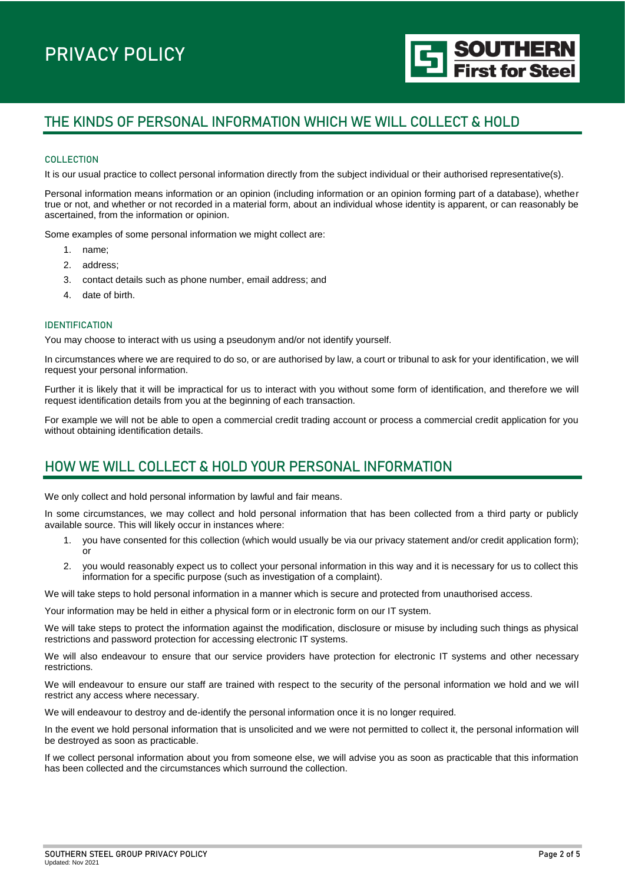## THE KINDS OF PERSONAL INFORMATION WHICH WE WILL COLLECT & HOLD

### COLLECTION

It is our usual practice to collect personal information directly from the subject individual or their authorised representative(s).

Personal information means information or an opinion (including information or an opinion forming part of a database), whether true or not, and whether or not recorded in a material form, about an individual whose identity is apparent, or can reasonably be ascertained, from the information or opinion.

Some examples of some personal information we might collect are:

1. name;
2. address;
3. contact details such as phone number, email address; and
4. date of birth.

### IDENTIFICATION

You may choose to interact with us using a pseudonym and/or not identify yourself.

In circumstances where we are required to do so, or are authorised by law, a court or tribunal to ask for your identification, we will request your personal information.

Further it is likely that it will be impractical for us to interact with you without some form of identification, and therefore we will request identification details from you at the beginning of each transaction.

For example we will not be able to open a commercial credit trading account or process a commercial credit application for you without obtaining identification details.

## HOW WE WILL COLLECT & HOLD YOUR PERSONAL INFORMATION

We only collect and hold personal information by lawful and fair means.

In some circumstances, we may collect and hold personal information that has been collected from a third party or publicly available source. This will likely occur in instances where:

1. you have consented for this collection (which would usually be via our privacy statement and/or credit application form); or
2. you would reasonably expect us to collect your personal information in this way and it is necessary for us to collect this information for a specific purpose (such as investigation of a complaint).

We will take steps to hold personal information in a manner which is secure and protected from unauthorised access.

Your information may be held in either a physical form or in electronic form on our IT system.

We will take steps to protect the information against the modification, disclosure or misuse by including such things as physical restrictions and password protection for accessing electronic IT systems.

We will also endeavour to ensure that our service providers have protection for electronic IT systems and other necessary restrictions.

We will endeavour to ensure our staff are trained with respect to the security of the personal information we hold and we will restrict any access where necessary.

We will endeavour to destroy and de-identify the personal information once it is no longer required.

In the event we hold personal information that is unsolicited and we were not permitted to collect it, the personal information will be destroyed as soon as practicable.

If we collect personal information about you from someone else, we will advise you as soon as practicable that this information has been collected and the circumstances which surround the collection.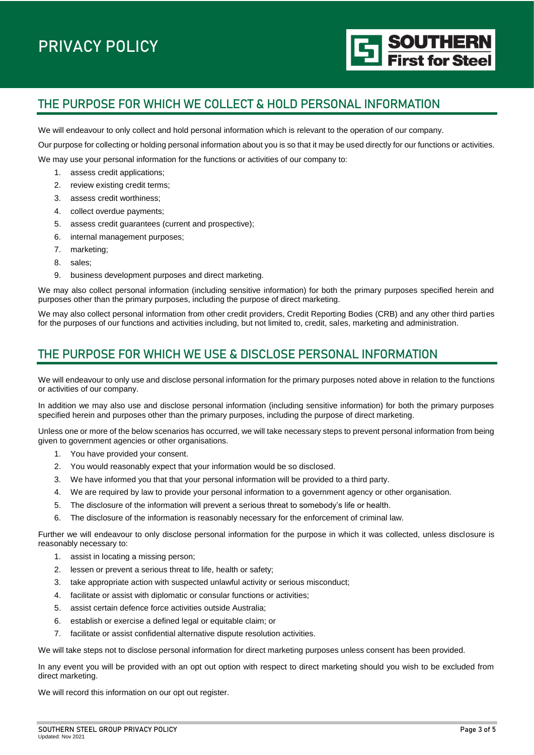## THE PURPOSE FOR WHICH WE COLLECT & HOLD PERSONAL INFORMATION

We will endeavour to only collect and hold personal information which is relevant to the operation of our company.

Our purpose for collecting or holding personal information about you is so that it may be used directly for our functions or activities.

We may use your personal information for the functions or activities of our company to:

1. assess credit applications;
2. review existing credit terms;
3. assess credit worthiness;
4. collect overdue payments;
5. assess credit guarantees (current and prospective);
6. internal management purposes;
7. marketing;
8. sales;
9. business development purposes and direct marketing.

We may also collect personal information (including sensitive information) for both the primary purposes specified herein and purposes other than the primary purposes, including the purpose of direct marketing.

We may also collect personal information from other credit providers, Credit Reporting Bodies (CRB) and any other third parties for the purposes of our functions and activities including, but not limited to, credit, sales, marketing and administration.

## THE PURPOSE FOR WHICH WE USE & DISCLOSE PERSONAL INFORMATION

We will endeavour to only use and disclose personal information for the primary purposes noted above in relation to the functions or activities of our company.

In addition we may also use and disclose personal information (including sensitive information) for both the primary purposes specified herein and purposes other than the primary purposes, including the purpose of direct marketing.

Unless one or more of the below scenarios has occurred, we will take necessary steps to prevent personal information from being given to government agencies or other organisations.

1. You have provided your consent.
2. You would reasonably expect that your information would be so disclosed.
3. We have informed you that that your personal information will be provided to a third party.
4. We are required by law to provide your personal information to a government agency or other organisation.
5. The disclosure of the information will prevent a serious threat to somebody's life or health.
6. The disclosure of the information is reasonably necessary for the enforcement of criminal law.

Further we will endeavour to only disclose personal information for the purpose in which it was collected, unless disclosure is reasonably necessary to:

1. assist in locating a missing person;
2. lessen or prevent a serious threat to life, health or safety;
3. take appropriate action with suspected unlawful activity or serious misconduct;
4. facilitate or assist with diplomatic or consular functions or activities;
5. assist certain defence force activities outside Australia;
6. establish or exercise a defined legal or equitable claim; or
7. facilitate or assist confidential alternative dispute resolution activities.

We will take steps not to disclose personal information for direct marketing purposes unless consent has been provided.

In any event you will be provided with an opt out option with respect to direct marketing should you wish to be excluded from direct marketing.

We will record this information on our opt out register.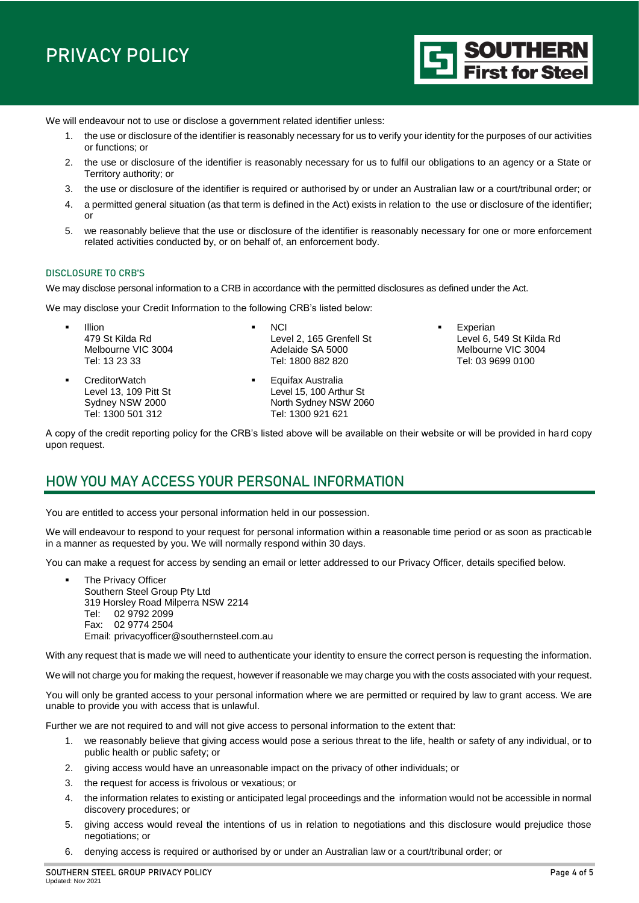We will endeavour not to use or disclose a government related identifier unless:

1. the use or disclosure of the identifier is reasonably necessary for us to verify your identity for the purposes of our activities or functions; or
2. the use or disclosure of the identifier is reasonably necessary for us to fulfil our obligations to an agency or a State or Territory authority; or
3. the use or disclosure of the identifier is required or authorised by or under an Australian law or a court/tribunal order; or
4. a permitted general situation (as that term is defined in the Act) exists in relation to the use or disclosure of the identifier; or
5. we reasonably believe that the use or disclosure of the identifier is reasonably necessary for one or more enforcement related activities conducted by, or on behalf of, an enforcement body.

### DISCLOSURE TO CRB'S

We may disclose personal information to a CRB in accordance with the permitted disclosures as defined under the Act.

We may disclose your Credit Information to the following CRB's listed below:

- Illion
  479 St Kilda Rd
  Melbourne VIC 3004
  Tel: 13 23 33
- NCI
  Level 2, 165 Grenfell St
  Adelaide SA 5000
  Tel: 1800 882 820
- Experian
  Level 6, 549 St Kilda Rd
  Melbourne VIC 3004
  Tel: 03 9699 0100
- CreditorWatch
  Level 13, 109 Pitt St
  Sydney NSW 2000
  Tel: 1300 501 312
- Equifax Australia
  Level 15, 100 Arthur St
  North Sydney NSW 2060
  Tel: 1300 921 621

A copy of the credit reporting policy for the CRB's listed above will be available on their website or will be provided in hard copy upon request.

## HOW YOU MAY ACCESS YOUR PERSONAL INFORMATION

You are entitled to access your personal information held in our possession.

We will endeavour to respond to your request for personal information within a reasonable time period or as soon as practicable in a manner as requested by you. We will normally respond within 30 days.

You can make a request for access by sending an email or letter addressed to our Privacy Officer, details specified below.

- The Privacy Officer
  Southern Steel Group Pty Ltd
  319 Horsley Road Milperra NSW 2214
  Tel: 02 9792 2099
  Fax: 02 9774 2504
  Email: privacyofficer@southernsteel.com.au

With any request that is made we will need to authenticate your identity to ensure the correct person is requesting the information.

We will not charge you for making the request, however if reasonable we may charge you with the costs associated with your request.

You will only be granted access to your personal information where we are permitted or required by law to grant access. We are unable to provide you with access that is unlawful.

Further we are not required to and will not give access to personal information to the extent that:

1. we reasonably believe that giving access would pose a serious threat to the life, health or safety of any individual, or to public health or public safety; or
2. giving access would have an unreasonable impact on the privacy of other individuals; or
3. the request for access is frivolous or vexatious; or
4. the information relates to existing or anticipated legal proceedings and the information would not be accessible in normal discovery procedures; or
5. giving access would reveal the intentions of us in relation to negotiations and this disclosure would prejudice those negotiations; or
6. denying access is required or authorised by or under an Australian law or a court/tribunal order; or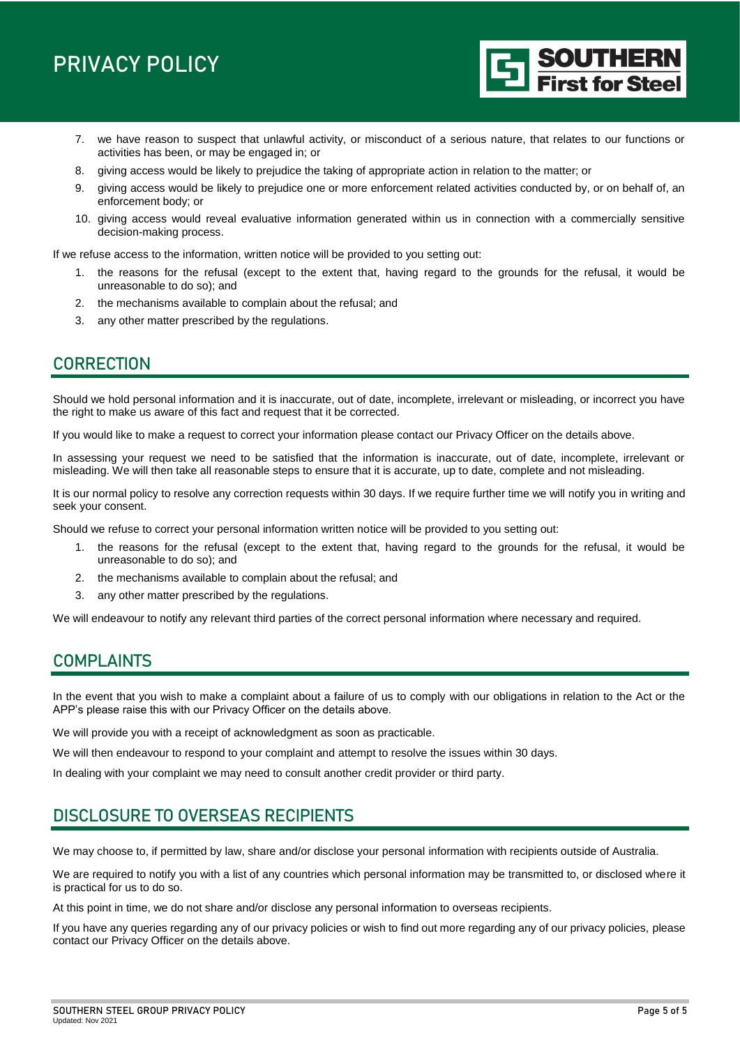7. we have reason to suspect that unlawful activity, or misconduct of a serious nature, that relates to our functions or activities has been, or may be engaged in; or
8. giving access would be likely to prejudice the taking of appropriate action in relation to the matter; or
9. giving access would be likely to prejudice one or more enforcement related activities conducted by, or on behalf of, an enforcement body; or
10. giving access would reveal evaluative information generated within us in connection with a commercially sensitive decision-making process.

If we refuse access to the information, written notice will be provided to you setting out:

1. the reasons for the refusal (except to the extent that, having regard to the grounds for the refusal, it would be unreasonable to do so); and
2. the mechanisms available to complain about the refusal; and
3. any other matter prescribed by the regulations.

## CORRECTION

Should we hold personal information and it is inaccurate, out of date, incomplete, irrelevant or misleading, or incorrect you have the right to make us aware of this fact and request that it be corrected.

If you would like to make a request to correct your information please contact our Privacy Officer on the details above.

In assessing your request we need to be satisfied that the information is inaccurate, out of date, incomplete, irrelevant or misleading. We will then take all reasonable steps to ensure that it is accurate, up to date, complete and not misleading.

It is our normal policy to resolve any correction requests within 30 days. If we require further time we will notify you in writing and seek your consent.

Should we refuse to correct your personal information written notice will be provided to you setting out:

1. the reasons for the refusal (except to the extent that, having regard to the grounds for the refusal, it would be unreasonable to do so); and
2. the mechanisms available to complain about the refusal; and
3. any other matter prescribed by the regulations.

We will endeavour to notify any relevant third parties of the correct personal information where necessary and required.

## COMPLAINTS

In the event that you wish to make a complaint about a failure of us to comply with our obligations in relation to the Act or the APP's please raise this with our Privacy Officer on the details above.

We will provide you with a receipt of acknowledgment as soon as practicable.

We will then endeavour to respond to your complaint and attempt to resolve the issues within 30 days.

In dealing with your complaint we may need to consult another credit provider or third party.

## DISCLOSURE TO OVERSEAS RECIPIENTS

We may choose to, if permitted by law, share and/or disclose your personal information with recipients outside of Australia.

We are required to notify you with a list of any countries which personal information may be transmitted to, or disclosed where it is practical for us to do so.

At this point in time, we do not share and/or disclose any personal information to overseas recipients.

If you have any queries regarding any of our privacy policies or wish to find out more regarding any of our privacy policies, please contact our Privacy Officer on the details above.